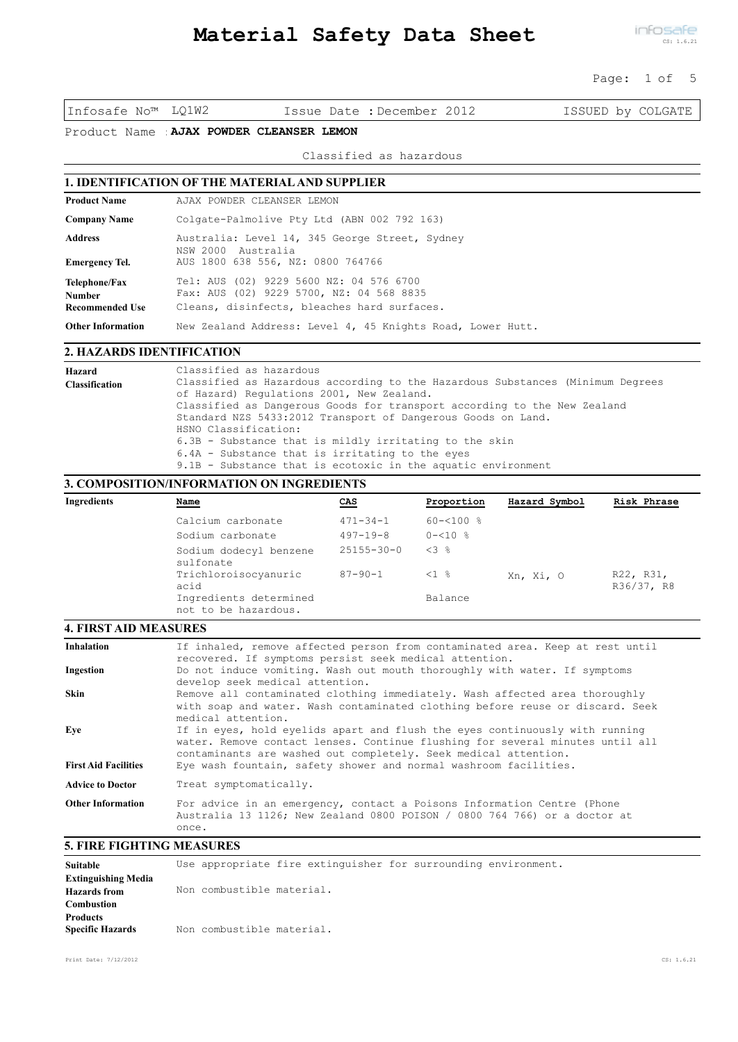# Material Safety Data Sheet

Infosafe No™ LQ1W2 Issue Date : December 2012 ISSUED by COLGATE

Product Name : **AJAX POWDER CLEANSER LEMON**

Classified as hazardous

## 1. IDENTIFICATION OF THE MATERIAL AND SUPPLIER

| | |
|---|---|
| **Product Name** | AJAX POWDER CLEANSER LEMON |
| **Company Name** | Colgate-Palmolive Pty Ltd (ABN 002 792 163) |
| **Address** | Australia: Level 14, 345 George Street, Sydney NSW 2000 Australia |
| **Emergency Tel.** | AUS 1800 638 556, NZ: 0800 764766 |
| **Telephone/Fax Number** | Tel: AUS (02) 9229 5600 NZ: 04 576 6700<br>Fax: AUS (02) 9229 5700, NZ: 04 568 8835 |
| **Recommended Use** | Cleans, disinfects, bleaches hard surfaces. |
| **Other Information** | New Zealand Address: Level 4, 45 Knights Road, Lower Hutt. |

## 2. HAZARDS IDENTIFICATION

**Hazard Classification**

Classified as hazardous
Classified as Hazardous according to the Hazardous Substances (Minimum Degrees of Hazard) Regulations 2001, New Zealand.
Classified as Dangerous Goods for transport according to the New Zealand Standard NZS 5433:2012 Transport of Dangerous Goods on Land.
HSNO Classification:
6.3B - Substance that is mildly irritating to the skin
6.4A - Substance that is irritating to the eyes
9.1B - Substance that is ecotoxic in the aquatic environment

## 3. COMPOSITION/INFORMATION ON INGREDIENTS

**Ingredients**

| Name | CAS | Proportion | Hazard Symbol | Risk Phrase |
|---|---|---|---|---|
| Calcium carbonate | 471-34-1 | 60-<100 % | | |
| Sodium carbonate | 497-19-8 | 0-<10 % | | |
| Sodium dodecyl benzene sulfonate | 25155-30-0 | <3 % | | |
| Trichloroisocyanuric acid | 87-90-1 | <1 % | Xn, Xi, O | R22, R31, R36/37, R8 |
| Ingredients determined not to be hazardous. | | Balance | | |

## 4. FIRST AID MEASURES

| | |
|---|---|
| **Inhalation** | If inhaled, remove affected person from contaminated area. Keep at rest until recovered. If symptoms persist seek medical attention. |
| **Ingestion** | Do not induce vomiting. Wash out mouth thoroughly with water. If symptoms develop seek medical attention. |
| **Skin** | Remove all contaminated clothing immediately. Wash affected area thoroughly with soap and water. Wash contaminated clothing before reuse or discard. Seek medical attention. |
| **Eye** | If in eyes, hold eyelids apart and flush the eyes continuously with running water. Remove contact lenses. Continue flushing for several minutes until all contaminants are washed out completely. Seek medical attention. |
| **First Aid Facilities** | Eye wash fountain, safety shower and normal washroom facilities. |
| **Advice to Doctor** | Treat symptomatically. |
| **Other Information** | For advice in an emergency, contact a Poisons Information Centre (Phone Australia 13 1126; New Zealand 0800 POISON / 0800 764 766) or a doctor at once. |

## 5. FIRE FIGHTING MEASURES

| | |
|---|---|
| **Suitable Extinguishing Media** | Use appropriate fire extinguisher for surrounding environment. |
| **Hazards from Combustion Products** | Non combustible material. |
| **Specific Hazards** | Non combustible material. |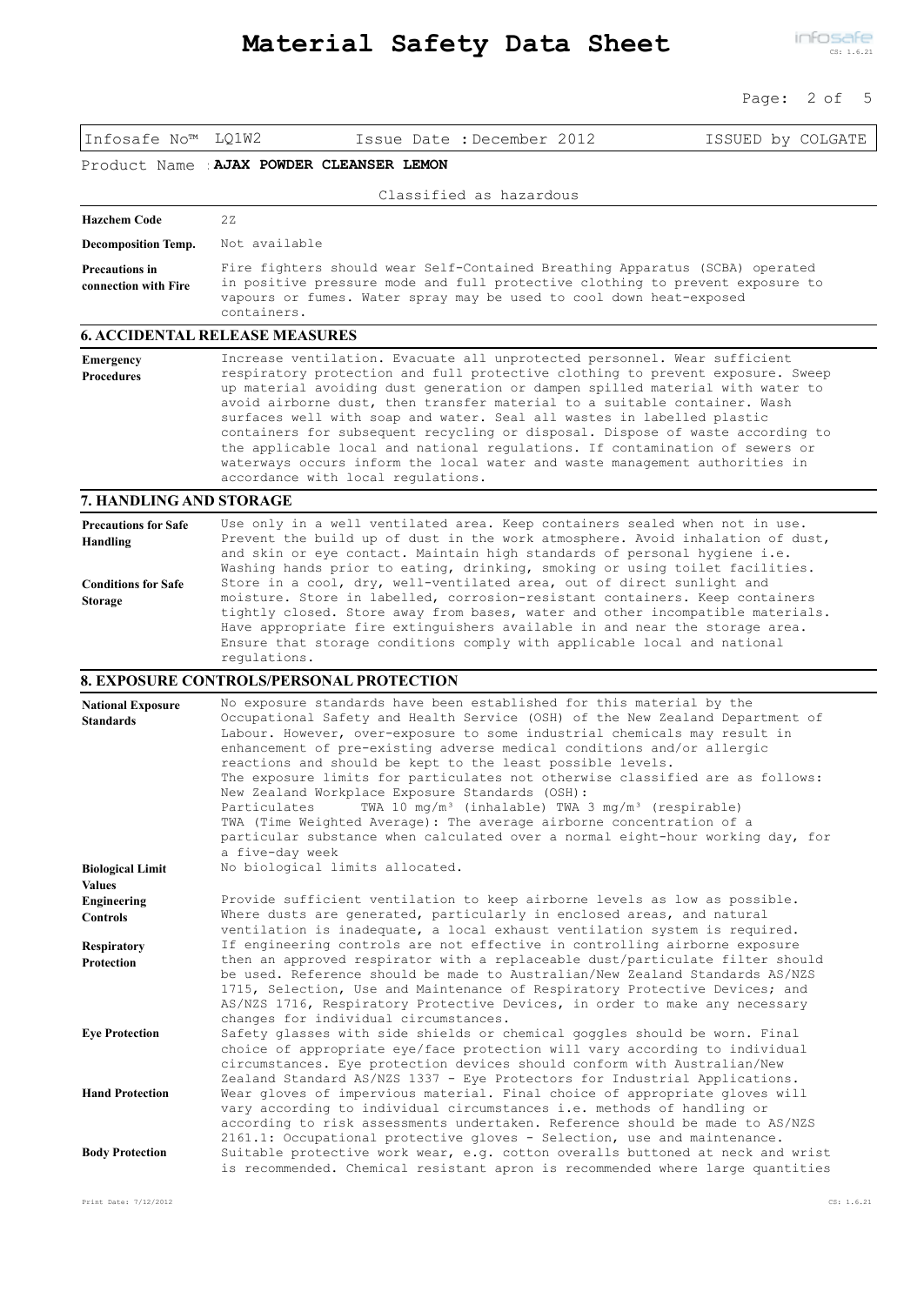| Infosafe No™ LQ1W2 | Issue Date : December 2012 | ISSUED by COLGATE |
|---|---|---|

Product Name : **AJAX POWDER CLEANSER LEMON**

Classified as hazardous

| | |
|---|---|
| **Hazchem Code** | 2Z |
| **Decomposition Temp.** | Not available |
| **Precautions in connection with Fire** | Fire fighters should wear Self-Contained Breathing Apparatus (SCBA) operated in positive pressure mode and full protective clothing to prevent exposure to vapours or fumes. Water spray may be used to cool down heat-exposed containers. |

## 6. ACCIDENTAL RELEASE MEASURES

| | |
|---|---|
| **Emergency Procedures** | Increase ventilation. Evacuate all unprotected personnel. Wear sufficient respiratory protection and full protective clothing to prevent exposure. Sweep up material avoiding dust generation or dampen spilled material with water to avoid airborne dust, then transfer material to a suitable container. Wash surfaces well with soap and water. Seal all wastes in labelled plastic containers for subsequent recycling or disposal. Dispose of waste according to the applicable local and national regulations. If contamination of sewers or waterways occurs inform the local water and waste management authorities in accordance with local regulations. |

## 7. HANDLING AND STORAGE

| | |
|---|---|
| **Precautions for Safe Handling** | Use only in a well ventilated area. Keep containers sealed when not in use. Prevent the build up of dust in the work atmosphere. Avoid inhalation of dust, and skin or eye contact. Maintain high standards of personal hygiene i.e. Washing hands prior to eating, drinking, smoking or using toilet facilities. |
| **Conditions for Safe Storage** | Store in a cool, dry, well-ventilated area, out of direct sunlight and moisture. Store in labelled, corrosion-resistant containers. Keep containers tightly closed. Store away from bases, water and other incompatible materials. Have appropriate fire extinguishers available in and near the storage area. Ensure that storage conditions comply with applicable local and national regulations. |

## 8. EXPOSURE CONTROLS/PERSONAL PROTECTION

| | |
|---|---|
| **National Exposure Standards** | No exposure standards have been established for this material by the Occupational Safety and Health Service (OSH) of the New Zealand Department of Labour. However, over-exposure to some industrial chemicals may result in enhancement of pre-existing adverse medical conditions and/or allergic reactions and should be kept to the least possible levels.<br>The exposure limits for particulates not otherwise classified are as follows:<br>New Zealand Workplace Exposure Standards (OSH):<br>Particulates TWA 10 $mg/m^3$ (inhalable) TWA 3 $mg/m^3$ (respirable)<br>TWA (Time Weighted Average): The average airborne concentration of a particular substance when calculated over a normal eight-hour working day, for a five-day week |
| **Biological Limit Values** | No biological limits allocated. |
| **Engineering Controls** | Provide sufficient ventilation to keep airborne levels as low as possible. Where dusts are generated, particularly in enclosed areas, and natural ventilation is inadequate, a local exhaust ventilation system is required. |
| **Respiratory Protection** | If engineering controls are not effective in controlling airborne exposure then an approved respirator with a replaceable dust/particulate filter should be used. Reference should be made to Australian/New Zealand Standards AS/NZS 1715, Selection, Use and Maintenance of Respiratory Protective Devices; and AS/NZS 1716, Respiratory Protective Devices, in order to make any necessary changes for individual circumstances. |
| **Eye Protection** | Safety glasses with side shields or chemical goggles should be worn. Final choice of appropriate eye/face protection will vary according to individual circumstances. Eye protection devices should conform with Australian/New Zealand Standard AS/NZS 1337 - Eye Protectors for Industrial Applications. |
| **Hand Protection** | Wear gloves of impervious material. Final choice of appropriate gloves will vary according to individual circumstances i.e. methods of handling or according to risk assessments undertaken. Reference should be made to AS/NZS 2161.1: Occupational protective gloves - Selection, use and maintenance. |
| **Body Protection** | Suitable protective work wear, e.g. cotton overalls buttoned at neck and wrist is recommended. Chemical resistant apron is recommended where large quantities |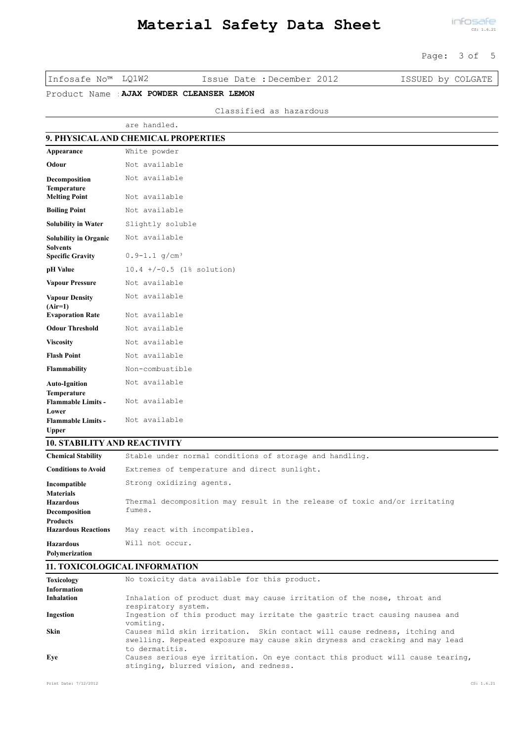Infosafe No™ LQ1W2 Issue Date : December 2012 ISSUED by COLGATE

Product Name : **AJAX POWDER CLEANSER LEMON**

Classified as hazardous

are handled.

## 9. PHYSICAL AND CHEMICAL PROPERTIES

| | |
|---|---|
| **Appearance** | White powder |
| **Odour** | Not available |
| **Decomposition Temperature** | Not available |
| **Melting Point** | Not available |
| **Boiling Point** | Not available |
| **Solubility in Water** | Slightly soluble |
| **Solubility in Organic Solvents** | Not available |
| **Specific Gravity** | 0.9-1.1 $g/cm^3$ |
| **pH Value** | 10.4 +/-0.5 (1% solution) |
| **Vapour Pressure** | Not available |
| **Vapour Density (Air=1)** | Not available |
| **Evaporation Rate** | Not available |
| **Odour Threshold** | Not available |
| **Viscosity** | Not available |
| **Flash Point** | Not available |
| **Flammability** | Non-combustible |
| **Auto-Ignition Temperature** | Not available |
| **Flammable Limits - Lower** | Not available |
| **Flammable Limits - Upper** | Not available |

## 10. STABILITY AND REACTIVITY

| | |
|---|---|
| **Chemical Stability** | Stable under normal conditions of storage and handling. |
| **Conditions to Avoid** | Extremes of temperature and direct sunlight. |
| **Incompatible Materials** | Strong oxidizing agents. |
| **Hazardous Decomposition Products** | Thermal decomposition may result in the release of toxic and/or irritating fumes. |
| **Hazardous Reactions** | May react with incompatibles. |
| **Hazardous Polymerization** | Will not occur. |

## 11. TOXICOLOGICAL INFORMATION

| | |
|---|---|
| **Toxicology Information** | No toxicity data available for this product. |
| **Inhalation** | Inhalation of product dust may cause irritation of the nose, throat and respiratory system. |
| **Ingestion** | Ingestion of this product may irritate the gastric tract causing nausea and vomiting. |
| **Skin** | Causes mild skin irritation. Skin contact will cause redness, itching and swelling. Repeated exposure may cause skin dryness and cracking and may lead to dermatitis. |
| **Eye** | Causes serious eye irritation. On eye contact this product will cause tearing, stinging, blurred vision, and redness. |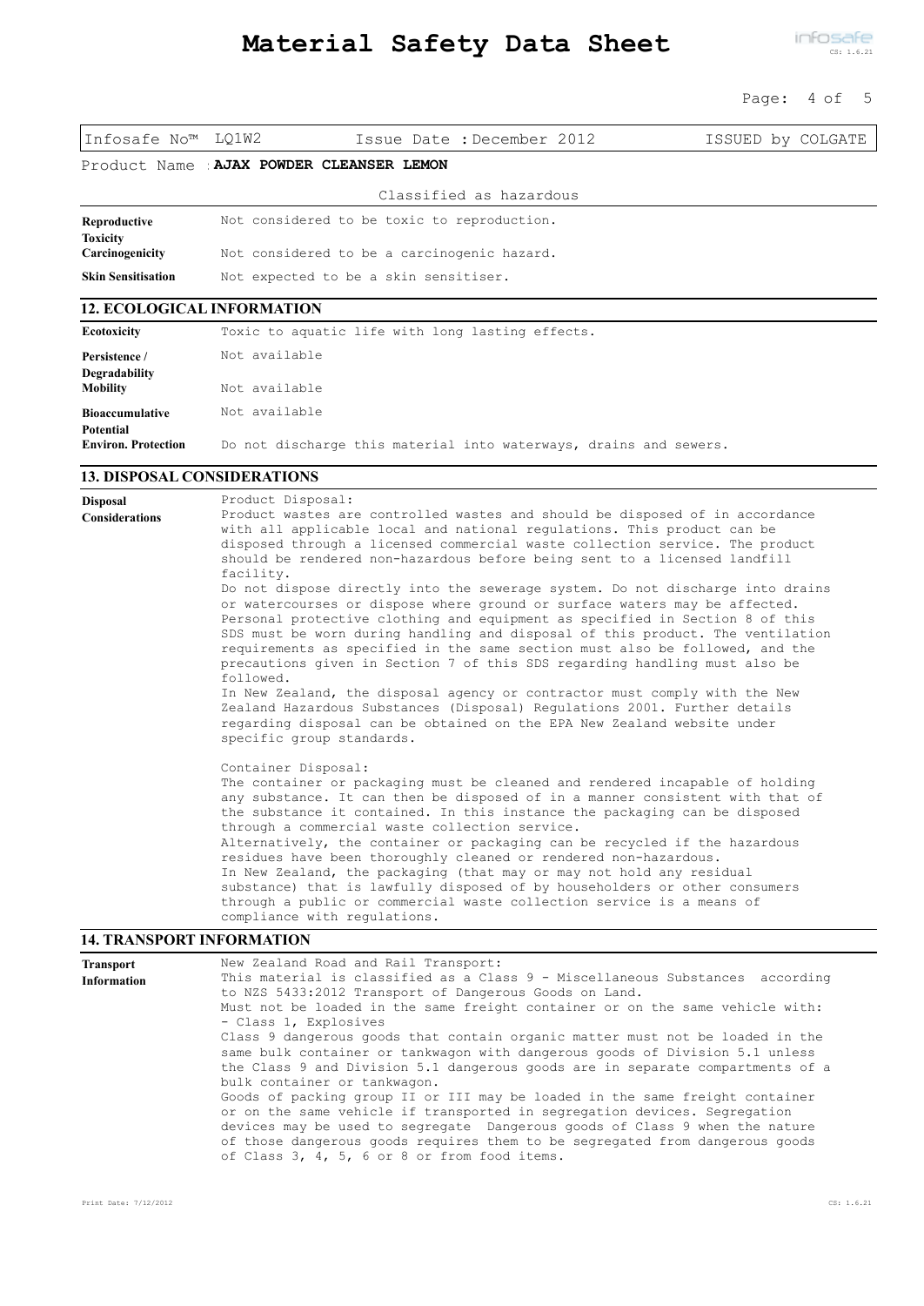Classified as hazardous

| | |
|---|---|
| **Reproductive Toxicity** | Not considered to be toxic to reproduction. |
| **Carcinogenicity** | Not considered to be a carcinogenic hazard. |
| **Skin Sensitisation** | Not expected to be a skin sensitiser. |

## 12. ECOLOGICAL INFORMATION

| | |
|---|---|
| **Ecotoxicity** | Toxic to aquatic life with long lasting effects. |
| **Persistence / Degradability** | Not available |
| **Mobility** | Not available |
| **Bioaccumulative Potential** | Not available |
| **Environ. Protection** | Do not discharge this material into waterways, drains and sewers. |

## 13. DISPOSAL CONSIDERATIONS

**Disposal Considerations**

Product Disposal:
Product wastes are controlled wastes and should be disposed of in accordance with all applicable local and national regulations. This product can be disposed through a licensed commercial waste collection service. The product should be rendered non-hazardous before being sent to a licensed landfill facility.
Do not dispose directly into the sewerage system. Do not discharge into drains or watercourses or dispose where ground or surface waters may be affected. Personal protective clothing and equipment as specified in Section 8 of this SDS must be worn during handling and disposal of this product. The ventilation requirements as specified in the same section must also be followed, and the precautions given in Section 7 of this SDS regarding handling must also be followed.
In New Zealand, the disposal agency or contractor must comply with the New Zealand Hazardous Substances (Disposal) Regulations 2001. Further details regarding disposal can be obtained on the EPA New Zealand website under specific group standards.

Container Disposal:
The container or packaging must be cleaned and rendered incapable of holding any substance. It can then be disposed of in a manner consistent with that of the substance it contained. In this instance the packaging can be disposed through a commercial waste collection service.
Alternatively, the container or packaging can be recycled if the hazardous residues have been thoroughly cleaned or rendered non-hazardous.
In New Zealand, the packaging (that may or may not hold any residual substance) that is lawfully disposed of by householders or other consumers through a public or commercial waste collection service is a means of compliance with regulations.

## 14. TRANSPORT INFORMATION

**Transport Information**

New Zealand Road and Rail Transport:
This material is classified as a Class 9 - Miscellaneous Substances according to NZS 5433:2012 Transport of Dangerous Goods on Land.
Must not be loaded in the same freight container or on the same vehicle with:
- Class 1, Explosives

Class 9 dangerous goods that contain organic matter must not be loaded in the same bulk container or tankwagon with dangerous goods of Division 5.1 unless the Class 9 and Division 5.1 dangerous goods are in separate compartments of a bulk container or tankwagon.
Goods of packing group II or III may be loaded in the same freight container or on the same vehicle if transported in segregation devices. Segregation devices may be used to segregate Dangerous goods of Class 9 when the nature of those dangerous goods requires them to be segregated from dangerous goods of Class 3, 4, 5, 6 or 8 or from food items.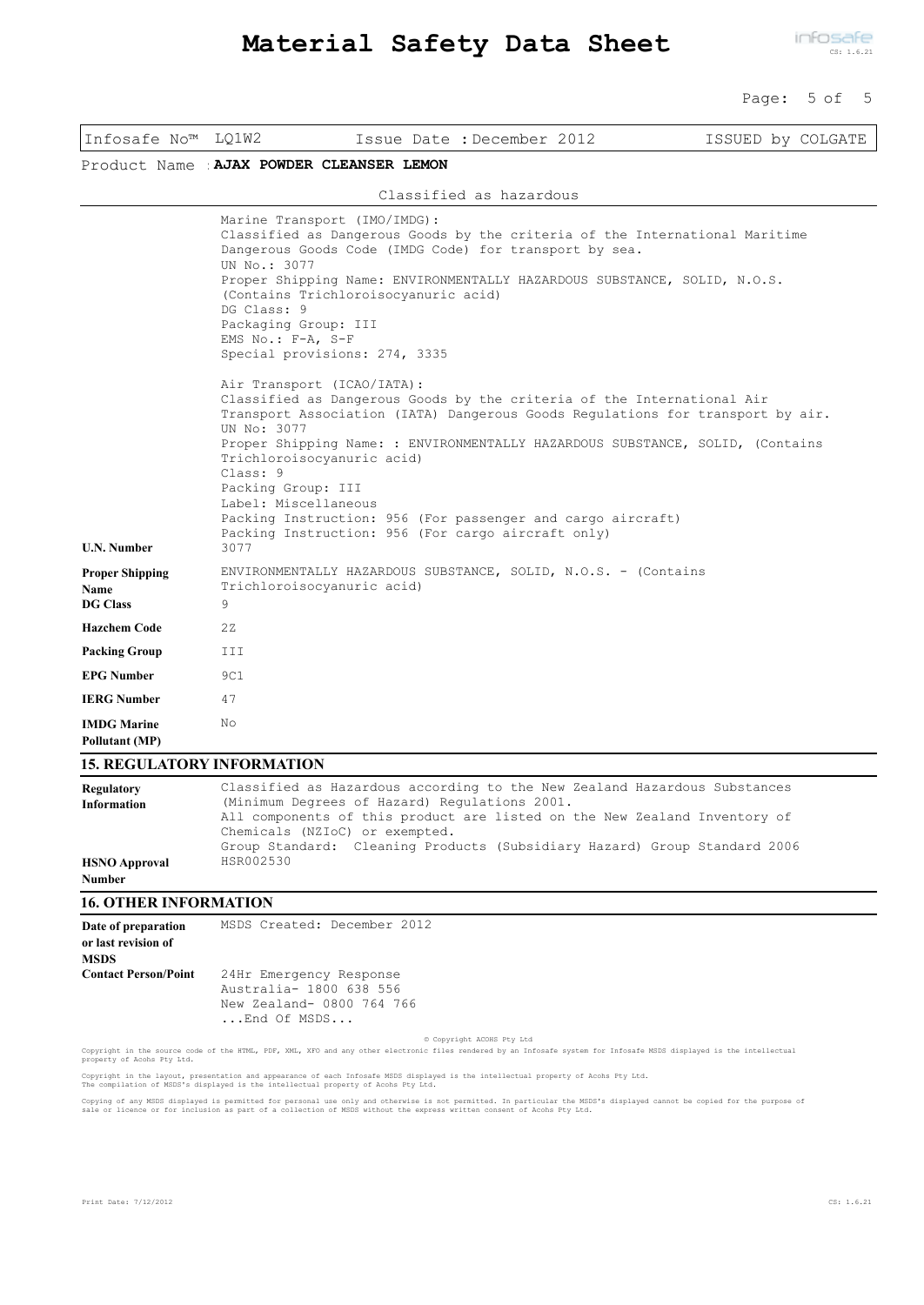Infosafe No™ LQ1W2 Issue Date : December 2012 ISSUED by COLGATE

Product Name : **AJAX POWDER CLEANSER LEMON**

Classified as hazardous

Marine Transport (IMO/IMDG):
Classified as Dangerous Goods by the criteria of the International Maritime Dangerous Goods Code (IMDG Code) for transport by sea.
UN No.: 3077
Proper Shipping Name: ENVIRONMENTALLY HAZARDOUS SUBSTANCE, SOLID, N.O.S. (Contains Trichloroisocyanuric acid)
DG Class: 9
Packaging Group: III
EMS No.: F-A, S-F
Special provisions: 274, 3335

Air Transport (ICAO/IATA):
Classified as Dangerous Goods by the criteria of the International Air Transport Association (IATA) Dangerous Goods Regulations for transport by air.
UN No: 3077
Proper Shipping Name: : ENVIRONMENTALLY HAZARDOUS SUBSTANCE, SOLID, (Contains Trichloroisocyanuric acid)
Class: 9
Packing Group: III
Label: Miscellaneous
Packing Instruction: 956 (For passenger and cargo aircraft)
Packing Instruction: 956 (For cargo aircraft only)

| | |
|---|---|
| **U.N. Number** | 3077 |
| **Proper Shipping Name** | ENVIRONMENTALLY HAZARDOUS SUBSTANCE, SOLID, N.O.S. - (Contains Trichloroisocyanuric acid) |
| **DG Class** | 9 |
| **Hazchem Code** | 2Z |
| **Packing Group** | III |
| **EPG Number** | 9C1 |
| **IERG Number** | 47 |
| **IMDG Marine Pollutant (MP)** | No |

## 15. REGULATORY INFORMATION

| | |
|---|---|
| **Regulatory Information** | Classified as Hazardous according to the New Zealand Hazardous Substances (Minimum Degrees of Hazard) Regulations 2001. All components of this product are listed on the New Zealand Inventory of Chemicals (NZIoC) or exempted. Group Standard: Cleaning Products (Subsidiary Hazard) Group Standard 2006 |
| **HSNO Approval Number** | HSR002530 |

## 16. OTHER INFORMATION

| | |
|---|---|
| **Date of preparation or last revision of MSDS** | MSDS Created: December 2012 |
| **Contact Person/Point** | 24Hr Emergency Response<br>Australia- 1800 638 556<br>New Zealand- 0800 764 766<br>...End Of MSDS... |

© Copyright ACOHS Pty Ltd

Copyright in the source code of the HTML, PDF, XML, XFO and any other electronic files rendered by an Infosafe system for Infosafe MSDS displayed is the intellectual property of Acohs Pty Ltd.

Copyright in the layout, presentation and appearance of each Infosafe MSDS displayed is the intellectual property of Acohs Pty Ltd.
The compilation of MSDS's displayed is the intellectual property of Acohs Pty Ltd.

Copying of any MSDS displayed is permitted for personal use only and otherwise is not permitted. In particular the MSDS's displayed cannot be copied for the purpose of sale or licence or for inclusion as part of a collection of MSDS without the express written consent of Acohs Pty Ltd.